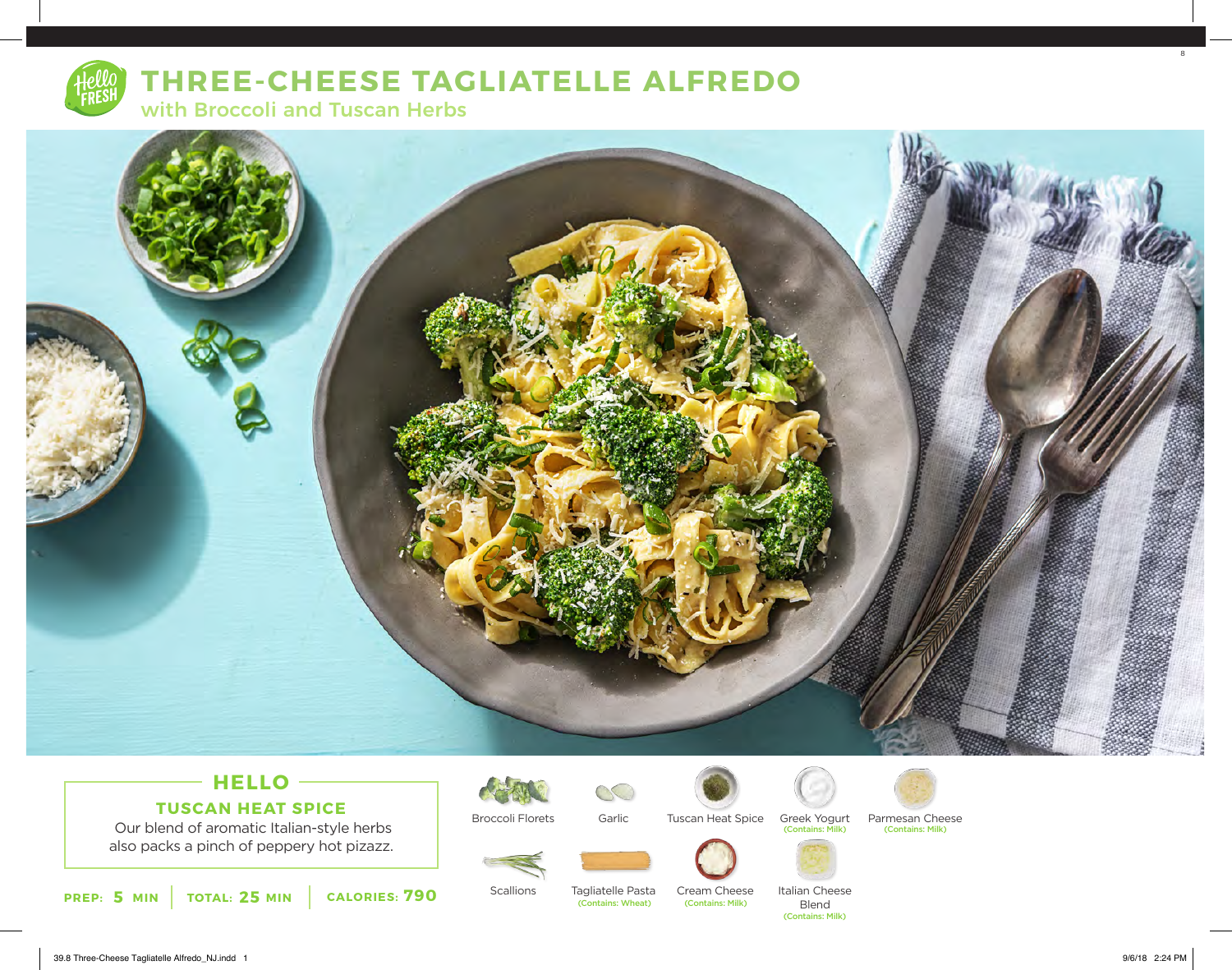# THREE-CHEESE TAGLIATELLE ALFREDO

## with Broccoli and Tuscan Herbs

### HELLO

**TUSCAN HEAT SPICE**

Our blend of aromatic Italian-style herbs also packs a pinch of peppery hot pizazz.

**PREP: 5 MIN** | **TOTAL: 25 MIN** | **CALORIES: 790**

- Broccoli Florets
- Garlic
- Tuscan Heat Spice
- Greek Yogurt (Contains: Milk)
- Parmesan Cheese (Contains: Milk)
- Scallions
- Tagliatelle Pasta (Contains: Wheat)
- Cream Cheese (Contains: Milk)
- Italian Cheese Blend (Contains: Milk)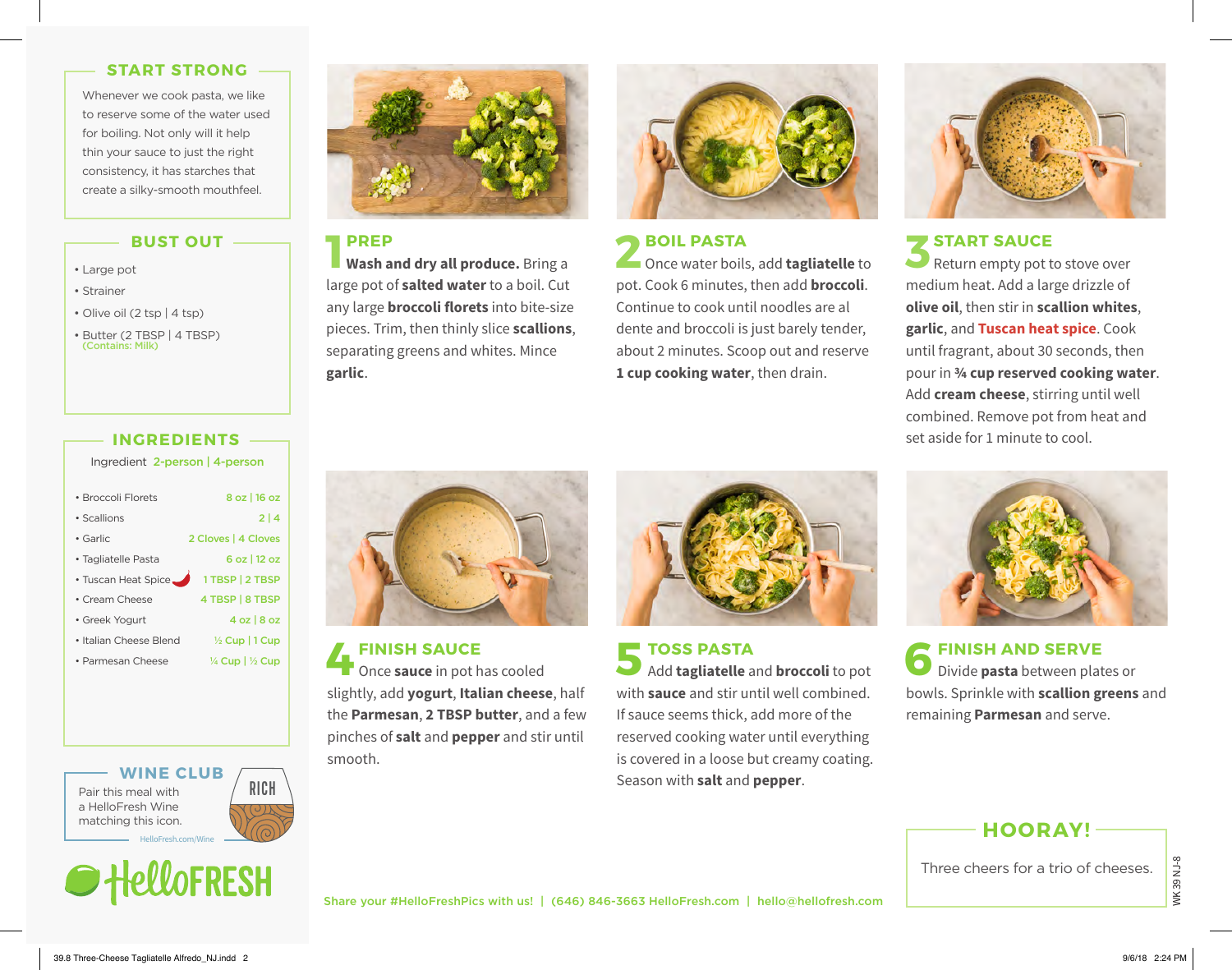## START STRONG

Whenever we cook pasta, we like to reserve some of the water used for boiling. Not only will it help thin your sauce to just the right consistency, it has starches that create a silky-smooth mouthfeel.

## BUST OUT

- Large pot
- Strainer
- Olive oil (2 tsp | 4 tsp)
- Butter (2 TBSP | 4 TBSP)
  (Contains: Milk)

## INGREDIENTS

| Ingredient | 2-person \| 4-person |
|---|---|
| • Broccoli Florets | 8 oz \| 16 oz |
| • Scallions | 2 \| 4 |
| • Garlic | 2 Cloves \| 4 Cloves |
| • Tagliatelle Pasta | 6 oz \| 12 oz |
| • Tuscan Heat Spice | 1 TBSP \| 2 TBSP |
| • Cream Cheese | 4 TBSP \| 8 TBSP |
| • Greek Yogurt | 4 oz \| 8 oz |
| • Italian Cheese Blend | ½ Cup \| 1 Cup |
| • Parmesan Cheese | ¼ Cup \| ½ Cup |

## WINE CLUB

Pair this meal with a HelloFresh Wine matching this icon.

RICH

HelloFresh.com/Wine

HelloFRESH

## 1 PREP

**Wash and dry all produce.** Bring a large pot of **salted water** to a boil. Cut any large **broccoli florets** into bite-size pieces. Trim, then thinly slice **scallions**, separating greens and whites. Mince **garlic**.

## 2 BOIL PASTA

Once water boils, add **tagliatelle** to pot. Cook 6 minutes, then add **broccoli**. Continue to cook until noodles are al dente and broccoli is just barely tender, about 2 minutes. Scoop out and reserve **1 cup cooking water**, then drain.

## 3 START SAUCE

Return empty pot to stove over medium heat. Add a large drizzle of **olive oil**, then stir in **scallion whites**, **garlic**, and **Tuscan heat spice**. Cook until fragrant, about 30 seconds, then pour in **¾ cup reserved cooking water**. Add **cream cheese**, stirring until well combined. Remove pot from heat and set aside for 1 minute to cool.

## 4 FINISH SAUCE

Once **sauce** in pot has cooled slightly, add **yogurt**, **Italian cheese**, half the **Parmesan**, **2 TBSP butter**, and a few pinches of **salt** and **pepper** and stir until smooth.

## 5 TOSS PASTA

Add **tagliatelle** and **broccoli** to pot with **sauce** and stir until well combined. If sauce seems thick, add more of the reserved cooking water until everything is covered in a loose but creamy coating. Season with **salt** and **pepper**.

## 6 FINISH AND SERVE

Divide **pasta** between plates or bowls. Sprinkle with **scallion greens** and remaining **Parmesan** and serve.

## HOORAY!

Three cheers for a trio of cheeses.

WK 39 NJ-8

Share your #HelloFreshPics with us! | (646) 846-3663 HelloFresh.com | hello@hellofresh.com